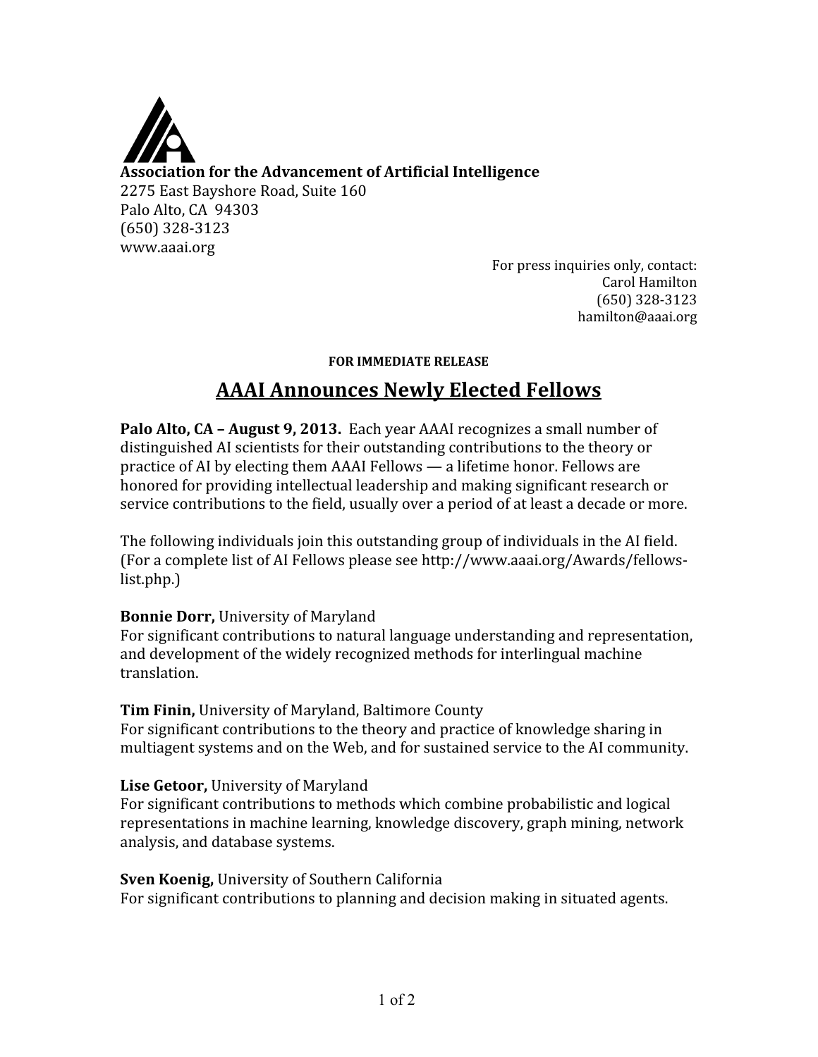**Association for the Advancement of Artificial Intelligence**
2275 East Bayshore Road, Suite 160
Palo Alto, CA 94303
(650) 328-3123
www.aaai.org

For press inquiries only, contact:
Carol Hamilton
(650) 328-3123
hamilton@aaai.org

**FOR IMMEDIATE RELEASE**

# AAAI Announces Newly Elected Fellows

**Palo Alto, CA – August 9, 2013.** Each year AAAI recognizes a small number of distinguished AI scientists for their outstanding contributions to the theory or practice of AI by electing them AAAI Fellows — a lifetime honor. Fellows are honored for providing intellectual leadership and making significant research or service contributions to the field, usually over a period of at least a decade or more.

The following individuals join this outstanding group of individuals in the AI field. (For a complete list of AI Fellows please see http://www.aaai.org/Awards/fellows-list.php.)

**Bonnie Dorr,** University of Maryland
For significant contributions to natural language understanding and representation, and development of the widely recognized methods for interlingual machine translation.

**Tim Finin,** University of Maryland, Baltimore County
For significant contributions to the theory and practice of knowledge sharing in multiagent systems and on the Web, and for sustained service to the AI community.

**Lise Getoor,** University of Maryland
For significant contributions to methods which combine probabilistic and logical representations in machine learning, knowledge discovery, graph mining, network analysis, and database systems.

**Sven Koenig,** University of Southern California
For significant contributions to planning and decision making in situated agents.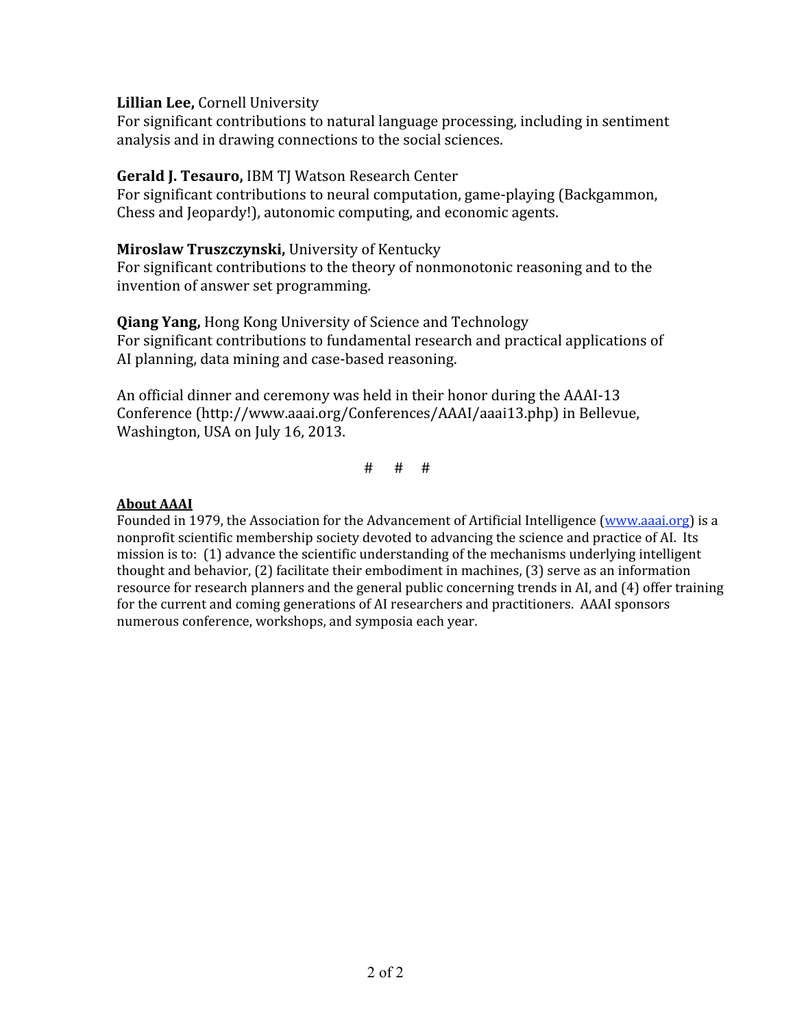**Lillian Lee,** Cornell University
For significant contributions to natural language processing, including in sentiment analysis and in drawing connections to the social sciences.

**Gerald J. Tesauro,** IBM TJ Watson Research Center
For significant contributions to neural computation, game-playing (Backgammon, Chess and Jeopardy!), autonomic computing, and economic agents.

**Miroslaw Truszczynski,** University of Kentucky
For significant contributions to the theory of nonmonotonic reasoning and to the invention of answer set programming.

**Qiang Yang,** Hong Kong University of Science and Technology
For significant contributions to fundamental research and practical applications of AI planning, data mining and case-based reasoning.

An official dinner and ceremony was held in their honor during the AAAI-13 Conference (http://www.aaai.org/Conferences/AAAI/aaai13.php) in Bellevue, Washington, USA on July 16, 2013.

# # #

**About AAAI**

Founded in 1979, the Association for the Advancement of Artificial Intelligence (www.aaai.org) is a nonprofit scientific membership society devoted to advancing the science and practice of AI. Its mission is to: (1) advance the scientific understanding of the mechanisms underlying intelligent thought and behavior, (2) facilitate their embodiment in machines, (3) serve as an information resource for research planners and the general public concerning trends in AI, and (4) offer training for the current and coming generations of AI researchers and practitioners. AAAI sponsors numerous conference, workshops, and symposia each year.